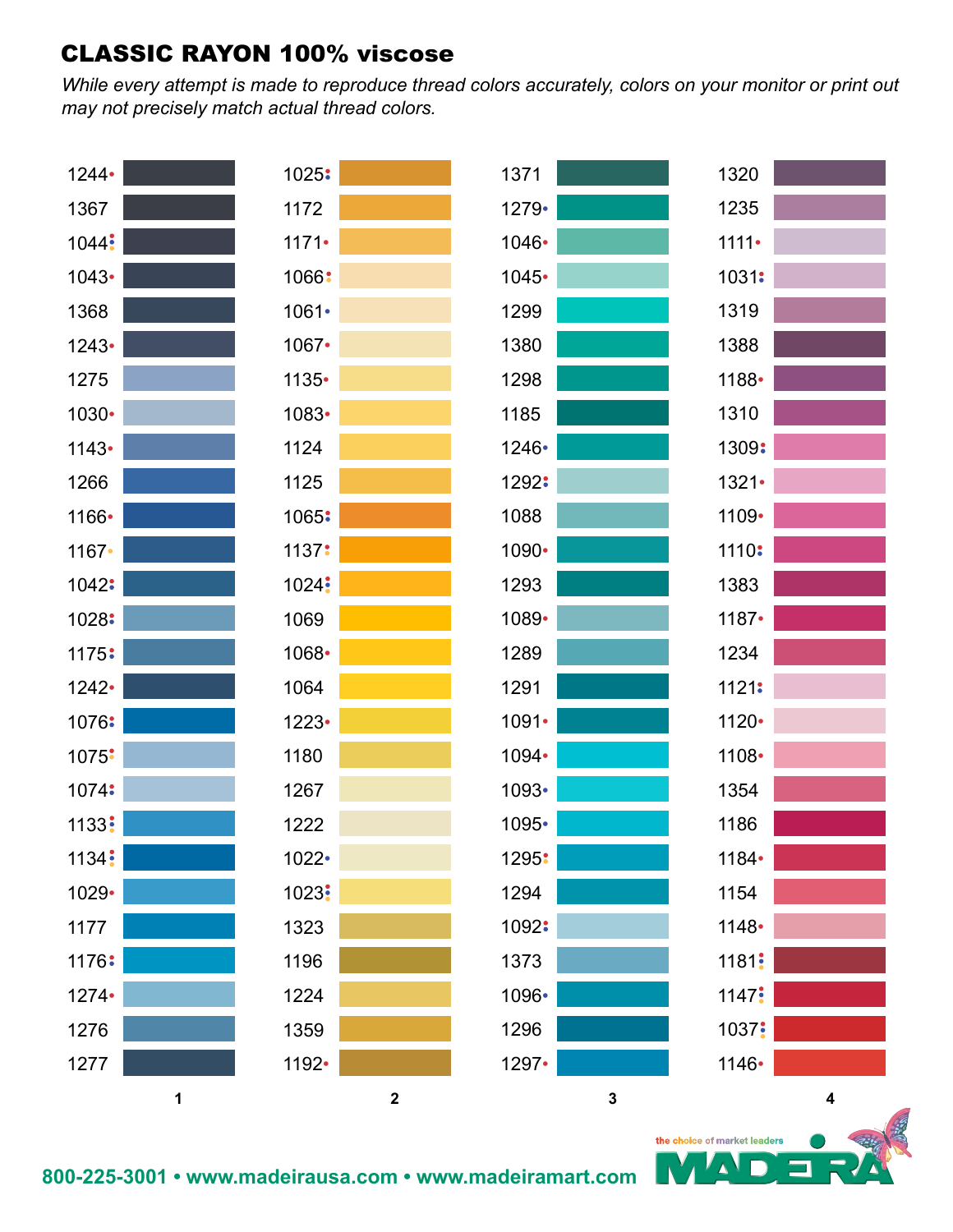# CLASSIC RAYON 100% viscose

*While every attempt is made to reproduce thread colors accurately, colors on your monitor or print out may not precisely match actual thread colors.*

| 1 | 2 | 3 | 4 |
|---|---|---|---|
| 1244 | 1025 | 1371 | 1320 |
| 1367 | 1172 | 1279 | 1235 |
| 1044 | 1171 | 1046 | 1111 |
| 1043 | 1066 | 1045 | 1031 |
| 1368 | 1061 | 1299 | 1319 |
| 1243 | 1067 | 1380 | 1388 |
| 1275 | 1135 | 1298 | 1188 |
| 1030 | 1083 | 1185 | 1310 |
| 1143 | 1124 | 1246 | 1309 |
| 1266 | 1125 | 1292 | 1321 |
| 1166 | 1065 | 1088 | 1109 |
| 1167 | 1137 | 1090 | 1110 |
| 1042 | 1024 | 1293 | 1383 |
| 1028 | 1069 | 1089 | 1187 |
| 1175 | 1068 | 1289 | 1234 |
| 1242 | 1064 | 1291 | 1121 |
| 1076 | 1223 | 1091 | 1120 |
| 1075 | 1180 | 1094 | 1108 |
| 1074 | 1267 | 1093 | 1354 |
| 1133 | 1222 | 1095 | 1186 |
| 1134 | 1022 | 1295 | 1184 |
| 1029 | 1023 | 1294 | 1154 |
| 1177 | 1323 | 1092 | 1148 |
| 1176 | 1196 | 1373 | 1181 |
| 1274 | 1224 | 1096 | 1147 |
| 1276 | 1359 | 1296 | 1037 |
| 1277 | 1192 | 1297 | 1146 |

the choice of market leaders

MADEIRA

800-225-3001 • www.madeirausa.com • www.madeiramart.com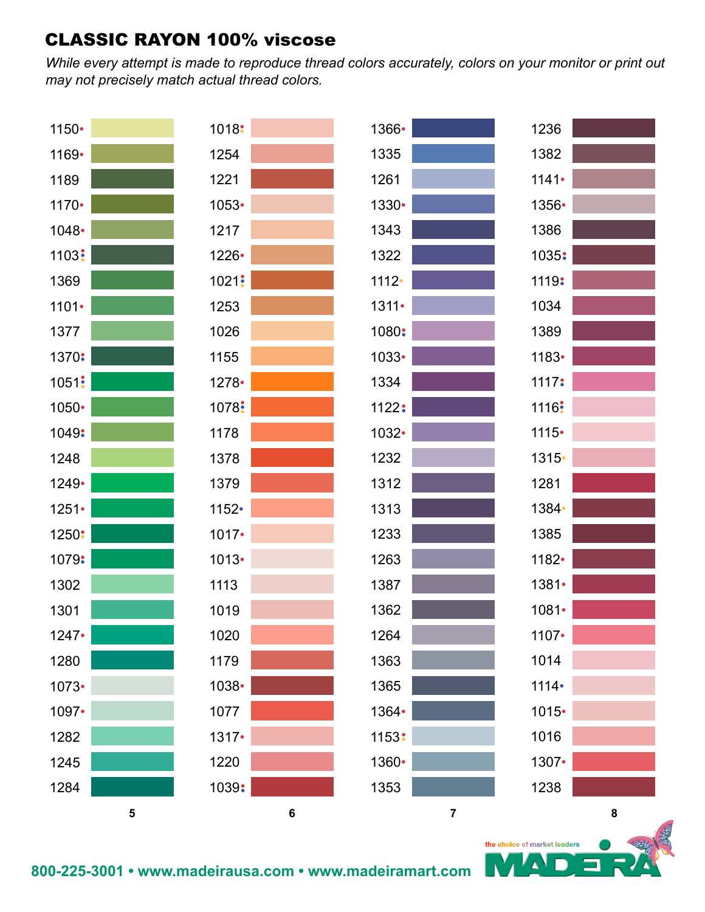## CLASSIC RAYON 100% viscose

*While every attempt is made to reproduce thread colors accurately, colors on your monitor or print out may not precisely match actual thread colors.*

| 5 | 6 | 7 | 8 |
|---|---|---|---|
| 1150• | 1018• | 1366• | 1236 |
| 1169• | 1254 | 1335 | 1382 |
| 1189 | 1221 | 1261 | 1141• |
| 1170• | 1053• | 1330• | 1356• |
| 1048• | 1217 | 1343 | 1386 |
| 1103• | 1226• | 1322 | 1035• |
| 1369 | 1021• | 1112• | 1119• |
| 1101• | 1253 | 1311• | 1034 |
| 1377 | 1026 | 1080• | 1389 |
| 1370• | 1155 | 1033• | 1183• |
| 1051• | 1278• | 1334 | 1117• |
| 1050• | 1078• | 1122• | 1116• |
| 1049• | 1178 | 1032• | 1115• |
| 1248 | 1378 | 1232 | 1315• |
| 1249• | 1379 | 1312 | 1281 |
| 1251• | 1152• | 1313 | 1384• |
| 1250• | 1017• | 1233 | 1385 |
| 1079• | 1013• | 1263 | 1182• |
| 1302 | 1113 | 1387 | 1381• |
| 1301 | 1019 | 1362 | 1081• |
| 1247• | 1020 | 1264 | 1107• |
| 1280 | 1179 | 1363 | 1014 |
| 1073• | 1038• | 1365 | 1114• |
| 1097• | 1077 | 1364• | 1015• |
| 1282 | 1317• | 1153• | 1016 |
| 1245 | 1220 | 1360• | 1307• |
| 1284 | 1039• | 1353 | 1238 |

the choice of market leaders

MADEIRA

800-225-3001 • www.madeirausa.com • www.madeiramart.com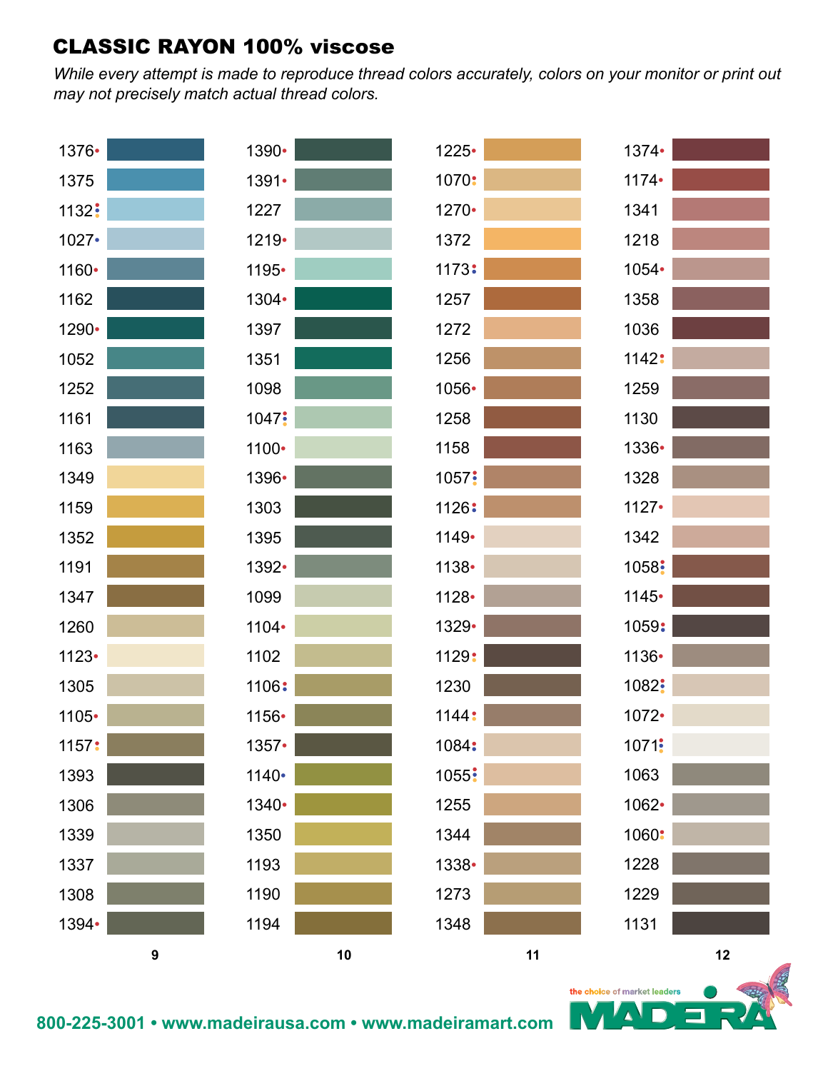## CLASSIC RAYON 100% viscose

*While every attempt is made to reproduce thread colors accurately, colors on your monitor or print out may not precisely match actual thread colors.*

| 9 | 10 | 11 | 12 |
|---|---|---|---|
| 1376 | 1390 | 1225 | 1374 |
| 1375 | 1391 | 1070 | 1174 |
| 1132 | 1227 | 1270 | 1341 |
| 1027 | 1219 | 1372 | 1218 |
| 1160 | 1195 | 1173 | 1054 |
| 1162 | 1304 | 1257 | 1358 |
| 1290 | 1397 | 1272 | 1036 |
| 1052 | 1351 | 1256 | 1142 |
| 1252 | 1098 | 1056 | 1259 |
| 1161 | 1047 | 1258 | 1130 |
| 1163 | 1100 | 1158 | 1336 |
| 1349 | 1396 | 1057 | 1328 |
| 1159 | 1303 | 1126 | 1127 |
| 1352 | 1395 | 1149 | 1342 |
| 1191 | 1392 | 1138 | 1058 |
| 1347 | 1099 | 1128 | 1145 |
| 1260 | 1104 | 1329 | 1059 |
| 1123 | 1102 | 1129 | 1136 |
| 1305 | 1106 | 1230 | 1082 |
| 1105 | 1156 | 1144 | 1072 |
| 1157 | 1357 | 1084 | 1071 |
| 1393 | 1140 | 1055 | 1063 |
| 1306 | 1340 | 1255 | 1062 |
| 1339 | 1350 | 1344 | 1060 |
| 1337 | 1193 | 1338 | 1228 |
| 1308 | 1190 | 1273 | 1229 |
| 1394 | 1194 | 1348 | 1131 |

the choice of market leaders

MADEIRA

800-225-3001 • www.madeirausa.com • www.madeiramart.com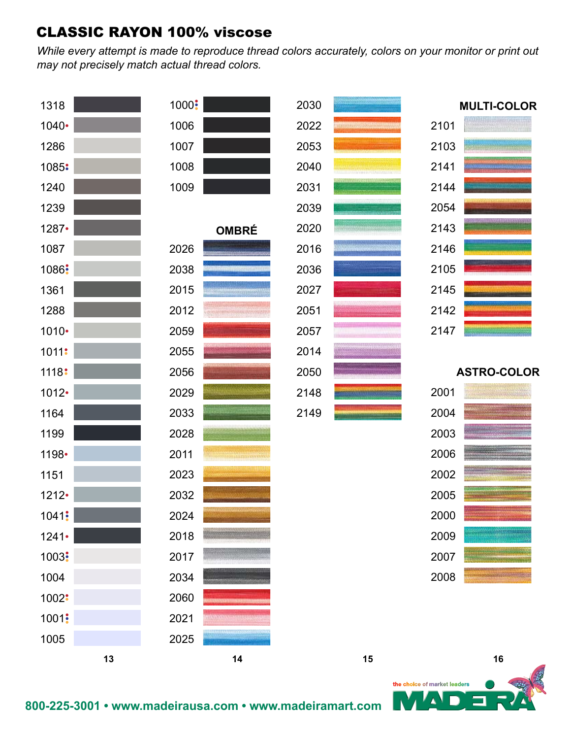## CLASSIC RAYON 100% viscose

*While every attempt is made to reproduce thread colors accurately, colors on your monitor or print out may not precisely match actual thread colors.*

| 13 | 14 | 15 | 16 |
|---|---|---|---|
| 1318 | 1000 | 2030 | **MULTI-COLOR** |
| 1040 | 1006 | 2022 | 2101 |
| 1286 | 1007 | 2053 | 2103 |
| 1085 | 1008 | 2040 | 2141 |
| 1240 | 1009 | 2031 | 2144 |
| 1239 | | 2039 | 2054 |
| 1287 | **OMBRÉ** | 2020 | 2143 |
| 1087 | 2026 | 2016 | 2146 |
| 1086 | 2038 | 2036 | 2105 |
| 1361 | 2015 | 2027 | 2145 |
| 1288 | 2012 | 2051 | 2142 |
| 1010 | 2059 | 2057 | 2147 |
| 1011 | 2055 | 2014 | |
| 1118 | 2056 | 2050 | **ASTRO-COLOR** |
| 1012 | 2029 | 2148 | 2001 |
| 1164 | 2033 | 2149 | 2004 |
| 1199 | 2028 | | 2003 |
| 1198 | 2011 | | 2006 |
| 1151 | 2023 | | 2002 |
| 1212 | 2032 | | 2005 |
| 1041 | 2024 | | 2000 |
| 1241 | 2018 | | 2009 |
| 1003 | 2017 | | 2007 |
| 1004 | 2034 | | 2008 |
| 1002 | 2060 | | |
| 1001 | 2021 | | |
| 1005 | 2025 | | |

800-225-3001 • www.madeirausa.com • www.madeiramart.com

the choice of market leaders MADEIRA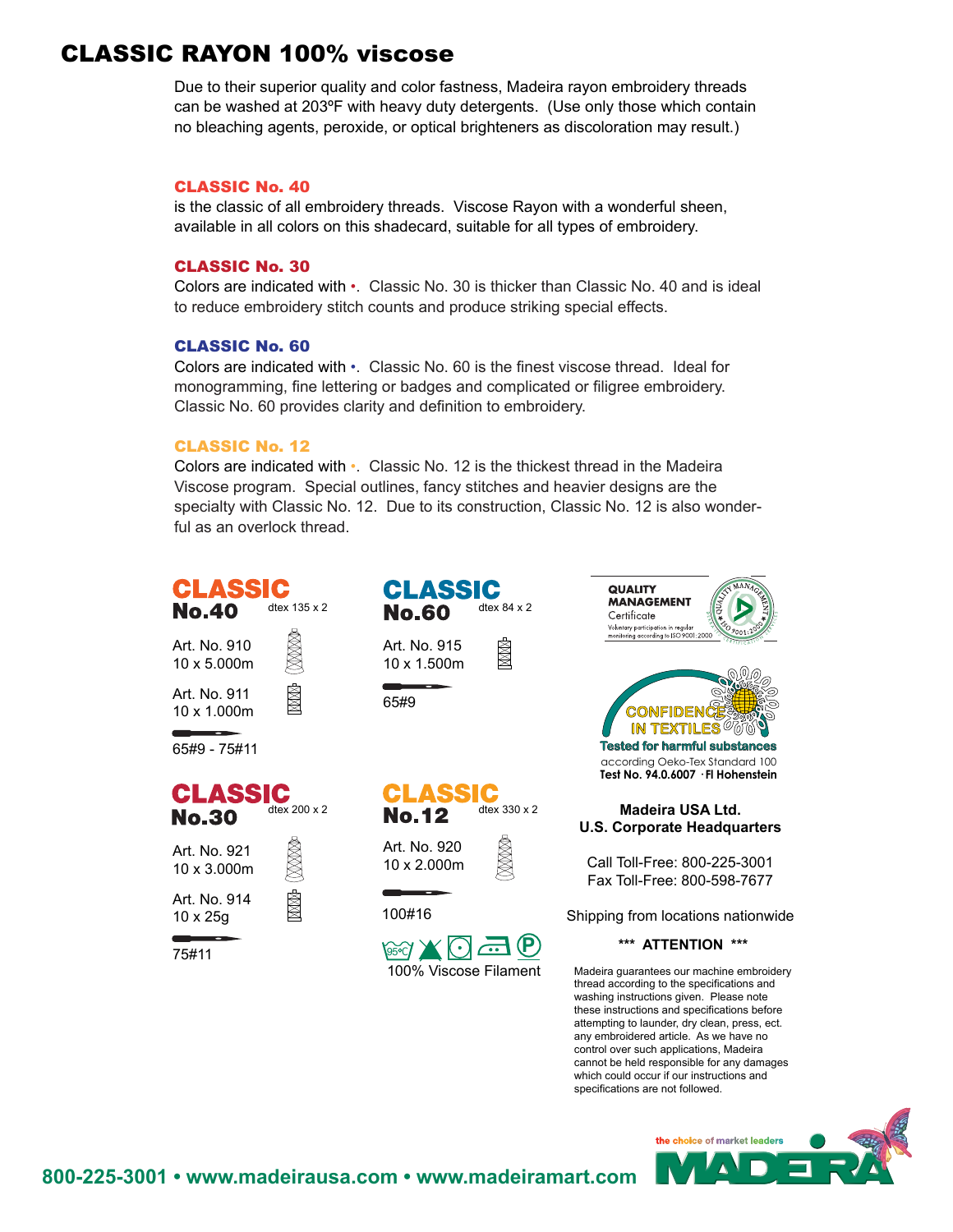# CLASSIC RAYON 100% viscose

Due to their superior quality and color fastness, Madeira rayon embroidery threads can be washed at 203ºF with heavy duty detergents. (Use only those which contain no bleaching agents, peroxide, or optical brighteners as discoloration may result.)

### CLASSIC No. 40

is the classic of all embroidery threads. Viscose Rayon with a wonderful sheen, available in all colors on this shadecard, suitable for all types of embroidery.

### CLASSIC No. 30

Colors are indicated with •. Classic No. 30 is thicker than Classic No. 40 and is ideal to reduce embroidery stitch counts and produce striking special effects.

### CLASSIC No. 60

Colors are indicated with •. Classic No. 60 is the finest viscose thread. Ideal for monogramming, fine lettering or badges and complicated or filigree embroidery. Classic No. 60 provides clarity and definition to embroidery.

### CLASSIC No. 12

Colors are indicated with •. Classic No. 12 is the thickest thread in the Madeira Viscose program. Special outlines, fancy stitches and heavier designs are the specialty with Classic No. 12. Due to its construction, Classic No. 12 is also wonderful as an overlock thread.

**CLASSIC No.40** dtex 135 x 2

Art. No. 910
10 x 5.000m

Art. No. 911
10 x 1.000m

65#9 - 75#11

**CLASSIC No.60** dtex 84 x 2

Art. No. 915
10 x 1.500m

65#9

**CLASSIC No.30** dtex 200 x 2

Art. No. 921
10 x 3.000m

Art. No. 914
10 x 25g

75#11

**CLASSIC No.12** dtex 330 x 2

Art. No. 920
10 x 2.000m

100#16

95°C

100% Viscose Filament

QUALITY MANAGEMENT Certificate
Voluntary participation in regular monitoring according to ISO 9001:2000

CONFIDENCE IN TEXTILES
Tested for harmful substances
according Oeko-Tex Standard 100
Test No. 94.0.6007 · FI Hohenstein

**Madeira USA Ltd.**
**U.S. Corporate Headquarters**

Call Toll-Free: 800-225-3001
Fax Toll-Free: 800-598-7677

Shipping from locations nationwide

**\*\*\* ATTENTION \*\*\***

Madeira guarantees our machine embroidery thread according to the specifications and washing instructions given. Please note these instructions and specifications before attempting to launder, dry clean, press, ect. any embroidered article. As we have no control over such applications, Madeira cannot be held responsible for any damages which could occur if our instructions and specifications are not followed.

**800-225-3001 • www.madeirausa.com • www.madeiramart.com**

the choice of market leaders
MADEIRA